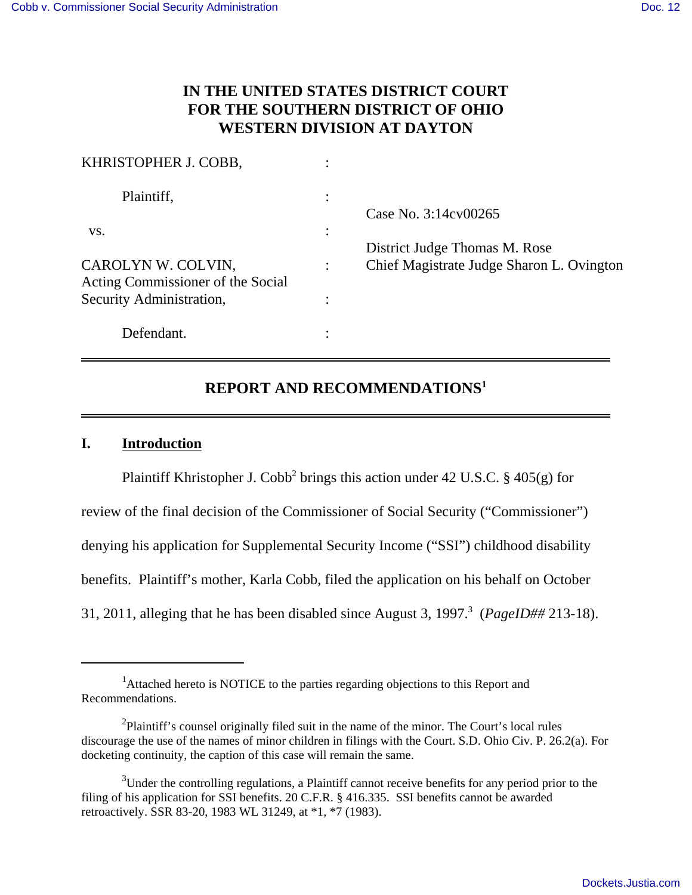# IN THE UNITED STATES DISTRICT COURT FOR THE SOUTHERN DISTRICT OF OHIO WESTERN DIVISION AT DAYTON

| | | |
|---|---|---|
| KHRISTOPHER J. COBB, | : | |
| Plaintiff, | : | Case No. 3:14cv00265 |
| vs. | : | District Judge Thomas M. Rose |
| CAROLYN W. COLVIN, Acting Commissioner of the Social Security Administration, | : | Chief Magistrate Judge Sharon L. Ovington |
| Defendant. | : | |

---

## REPORT AND RECOMMENDATIONS[1]

---

### I. Introduction

Plaintiff Khristopher J. Cobb[2] brings this action under 42 U.S.C. § 405(g) for review of the final decision of the Commissioner of Social Security ("Commissioner") denying his application for Supplemental Security Income ("SSI") childhood disability benefits. Plaintiff's mother, Karla Cobb, filed the application on his behalf on October 31, 2011, alleging that he has been disabled since August 3, 1997.[3] (*PageID##* 213-18).

---

[1]Attached hereto is NOTICE to the parties regarding objections to this Report and Recommendations.

[2]Plaintiff's counsel originally filed suit in the name of the minor. The Court's local rules discourage the use of the names of minor children in filings with the Court. S.D. Ohio Civ. P. 26.2(a). For docketing continuity, the caption of this case will remain the same.

[3]Under the controlling regulations, a Plaintiff cannot receive benefits for any period prior to the filing of his application for SSI benefits. 20 C.F.R. § 416.335. SSI benefits cannot be awarded retroactively. SSR 83-20, 1983 WL 31249, at *1, *7 (1983).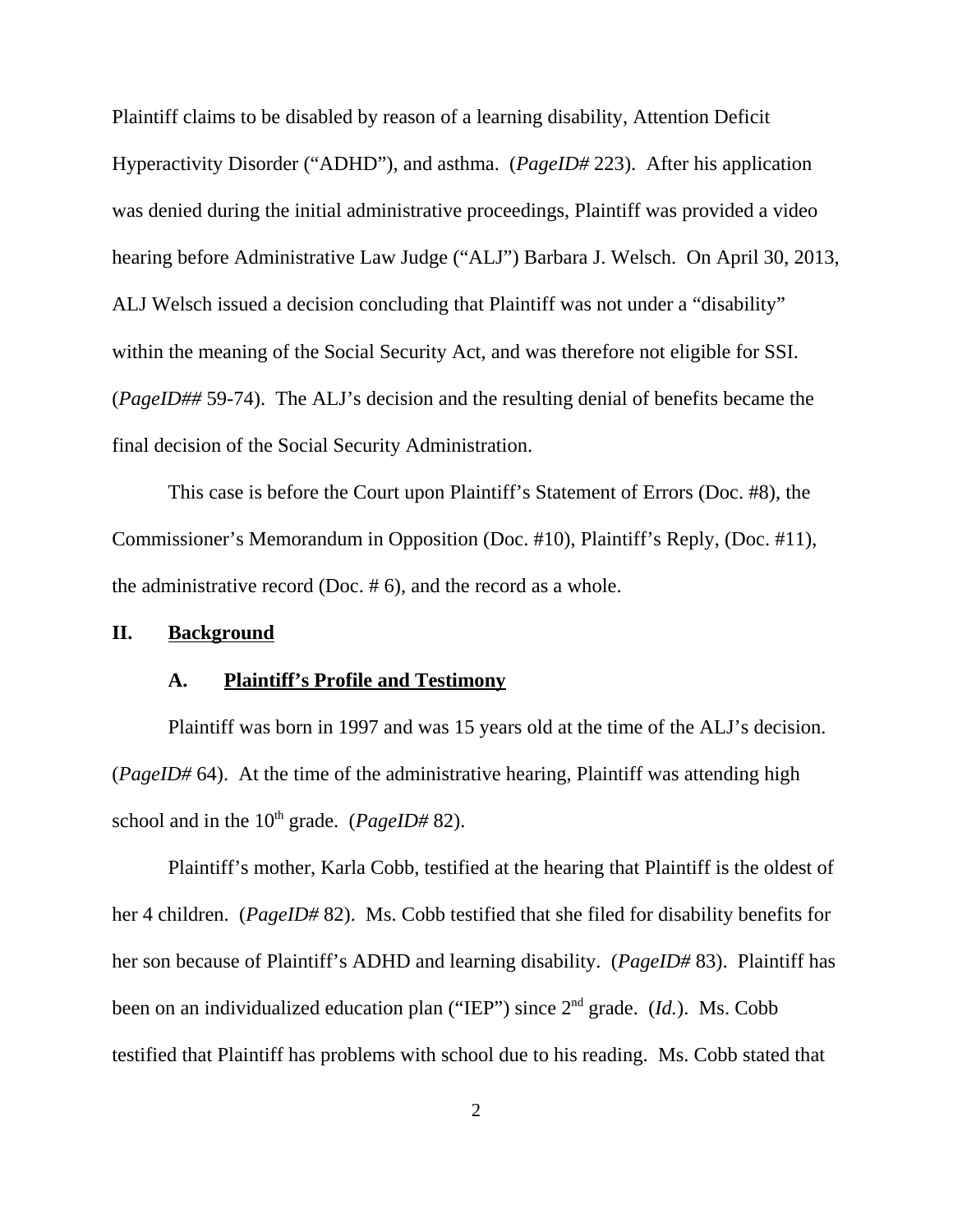Plaintiff claims to be disabled by reason of a learning disability, Attention Deficit Hyperactivity Disorder ("ADHD"), and asthma. (*PageID#* 223). After his application was denied during the initial administrative proceedings, Plaintiff was provided a video hearing before Administrative Law Judge ("ALJ") Barbara J. Welsch. On April 30, 2013, ALJ Welsch issued a decision concluding that Plaintiff was not under a "disability" within the meaning of the Social Security Act, and was therefore not eligible for SSI. (*PageID##* 59-74). The ALJ's decision and the resulting denial of benefits became the final decision of the Social Security Administration.

This case is before the Court upon Plaintiff's Statement of Errors (Doc. #8), the Commissioner's Memorandum in Opposition (Doc. #10), Plaintiff's Reply, (Doc. #11), the administrative record (Doc. # 6), and the record as a whole.

## II. Background

### A. Plaintiff's Profile and Testimony

Plaintiff was born in 1997 and was 15 years old at the time of the ALJ's decision. (*PageID#* 64). At the time of the administrative hearing, Plaintiff was attending high school and in the 10th grade. (*PageID#* 82).

Plaintiff's mother, Karla Cobb, testified at the hearing that Plaintiff is the oldest of her 4 children. (*PageID#* 82). Ms. Cobb testified that she filed for disability benefits for her son because of Plaintiff's ADHD and learning disability. (*PageID#* 83). Plaintiff has been on an individualized education plan ("IEP") since 2nd grade. (*Id.*). Ms. Cobb testified that Plaintiff has problems with school due to his reading. Ms. Cobb stated that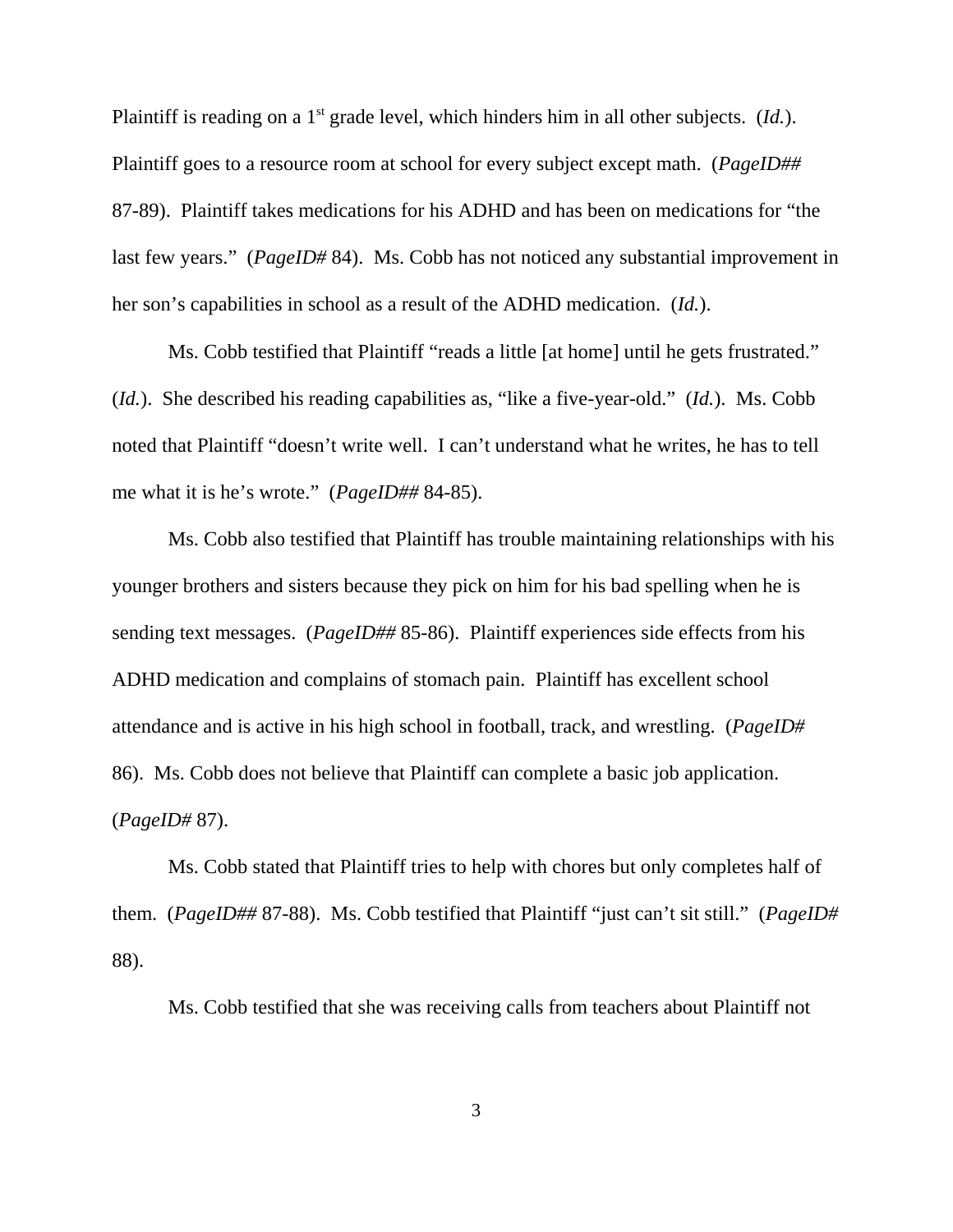Plaintiff is reading on a 1st grade level, which hinders him in all other subjects. (*Id.*). Plaintiff goes to a resource room at school for every subject except math. (*PageID##* 87-89). Plaintiff takes medications for his ADHD and has been on medications for "the last few years." (*PageID#* 84). Ms. Cobb has not noticed any substantial improvement in her son's capabilities in school as a result of the ADHD medication. (*Id.*).

Ms. Cobb testified that Plaintiff "reads a little [at home] until he gets frustrated." (*Id.*). She described his reading capabilities as, "like a five-year-old." (*Id.*). Ms. Cobb noted that Plaintiff "doesn't write well. I can't understand what he writes, he has to tell me what it is he's wrote." (*PageID##* 84-85).

Ms. Cobb also testified that Plaintiff has trouble maintaining relationships with his younger brothers and sisters because they pick on him for his bad spelling when he is sending text messages. (*PageID##* 85-86). Plaintiff experiences side effects from his ADHD medication and complains of stomach pain. Plaintiff has excellent school attendance and is active in his high school in football, track, and wrestling. (*PageID#* 86). Ms. Cobb does not believe that Plaintiff can complete a basic job application. (*PageID#* 87).

Ms. Cobb stated that Plaintiff tries to help with chores but only completes half of them. (*PageID##* 87-88). Ms. Cobb testified that Plaintiff "just can't sit still." (*PageID#* 88).

Ms. Cobb testified that she was receiving calls from teachers about Plaintiff not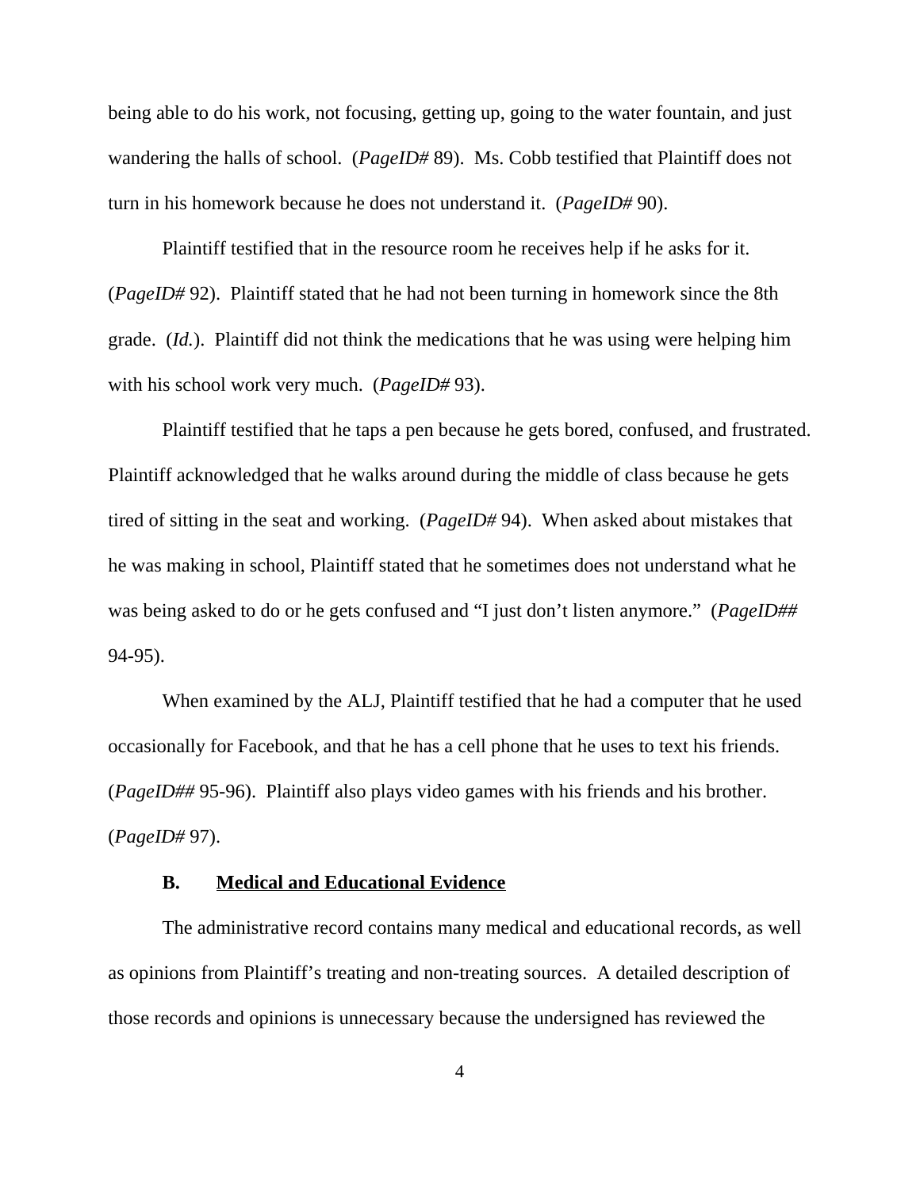being able to do his work, not focusing, getting up, going to the water fountain, and just wandering the halls of school. (*PageID#* 89). Ms. Cobb testified that Plaintiff does not turn in his homework because he does not understand it. (*PageID#* 90).

Plaintiff testified that in the resource room he receives help if he asks for it. (*PageID#* 92). Plaintiff stated that he had not been turning in homework since the 8th grade. (*Id.*). Plaintiff did not think the medications that he was using were helping him with his school work very much. (*PageID#* 93).

Plaintiff testified that he taps a pen because he gets bored, confused, and frustrated. Plaintiff acknowledged that he walks around during the middle of class because he gets tired of sitting in the seat and working. (*PageID#* 94). When asked about mistakes that he was making in school, Plaintiff stated that he sometimes does not understand what he was being asked to do or he gets confused and "I just don't listen anymore." (*PageID##* 94-95).

When examined by the ALJ, Plaintiff testified that he had a computer that he used occasionally for Facebook, and that he has a cell phone that he uses to text his friends. (*PageID##* 95-96). Plaintiff also plays video games with his friends and his brother. (*PageID#* 97).

### B. Medical and Educational Evidence

The administrative record contains many medical and educational records, as well as opinions from Plaintiff's treating and non-treating sources. A detailed description of those records and opinions is unnecessary because the undersigned has reviewed the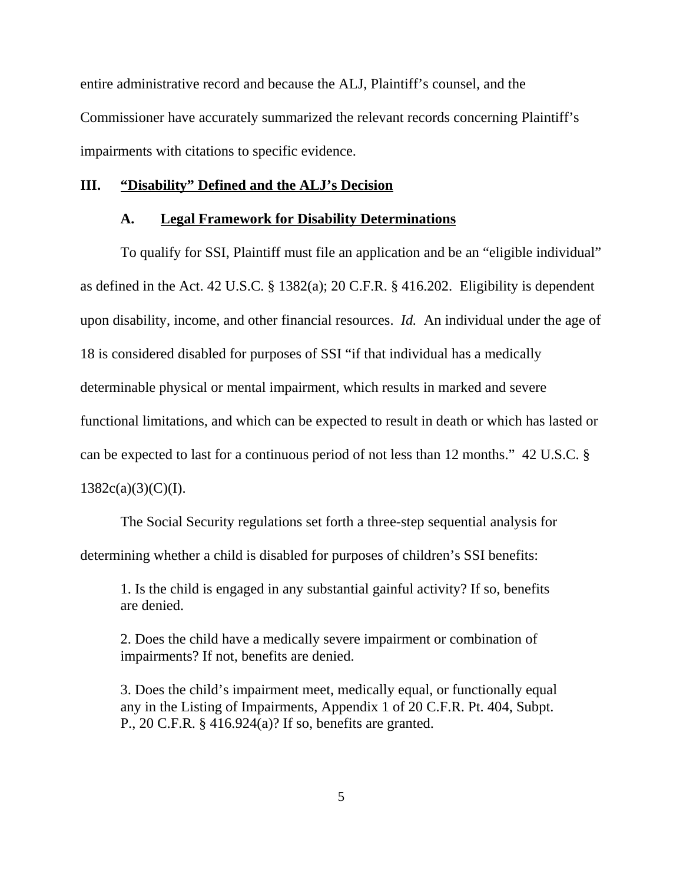entire administrative record and because the ALJ, Plaintiff's counsel, and the Commissioner have accurately summarized the relevant records concerning Plaintiff's impairments with citations to specific evidence.

## III. "Disability" Defined and the ALJ's Decision

### A. Legal Framework for Disability Determinations

To qualify for SSI, Plaintiff must file an application and be an "eligible individual" as defined in the Act. 42 U.S.C. § 1382(a); 20 C.F.R. § 416.202. Eligibility is dependent upon disability, income, and other financial resources. *Id.* An individual under the age of 18 is considered disabled for purposes of SSI "if that individual has a medically determinable physical or mental impairment, which results in marked and severe functional limitations, and which can be expected to result in death or which has lasted or can be expected to last for a continuous period of not less than 12 months." 42 U.S.C. § 1382c(a)(3)(C)(I).

The Social Security regulations set forth a three-step sequential analysis for determining whether a child is disabled for purposes of children's SSI benefits:

> 1. Is the child is engaged in any substantial gainful activity? If so, benefits are denied.
>
> 2. Does the child have a medically severe impairment or combination of impairments? If not, benefits are denied.
>
> 3. Does the child's impairment meet, medically equal, or functionally equal any in the Listing of Impairments, Appendix 1 of 20 C.F.R. Pt. 404, Subpt. P., 20 C.F.R. § 416.924(a)? If so, benefits are granted.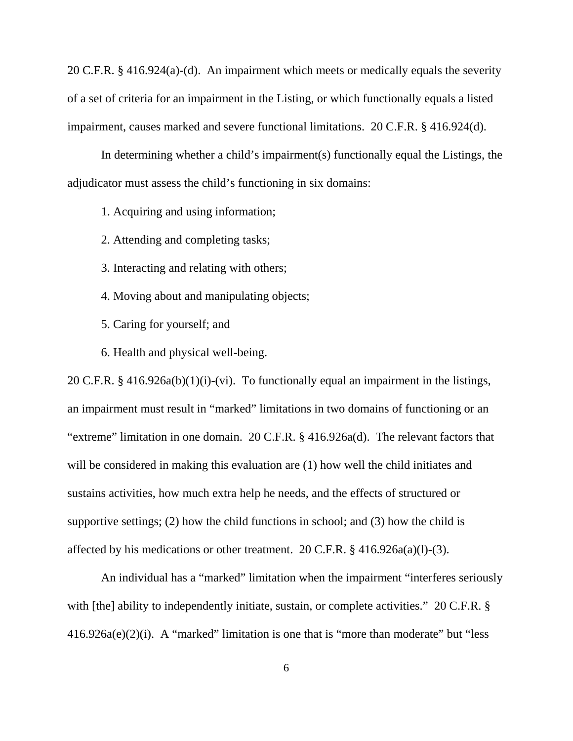20 C.F.R. § 416.924(a)-(d). An impairment which meets or medically equals the severity of a set of criteria for an impairment in the Listing, or which functionally equals a listed impairment, causes marked and severe functional limitations. 20 C.F.R. § 416.924(d).

In determining whether a child's impairment(s) functionally equal the Listings, the adjudicator must assess the child's functioning in six domains:

1. Acquiring and using information;

2. Attending and completing tasks;

3. Interacting and relating with others;

4. Moving about and manipulating objects;

5. Caring for yourself; and

6. Health and physical well-being.

20 C.F.R. § 416.926a(b)(1)(i)-(vi). To functionally equal an impairment in the listings, an impairment must result in "marked" limitations in two domains of functioning or an "extreme" limitation in one domain. 20 C.F.R. § 416.926a(d). The relevant factors that will be considered in making this evaluation are (1) how well the child initiates and sustains activities, how much extra help he needs, and the effects of structured or supportive settings; (2) how the child functions in school; and (3) how the child is affected by his medications or other treatment. 20 C.F.R. § 416.926a(a)(l)-(3).

An individual has a "marked" limitation when the impairment "interferes seriously with [the] ability to independently initiate, sustain, or complete activities." 20 C.F.R. § 416.926a(e)(2)(i). A "marked" limitation is one that is "more than moderate" but "less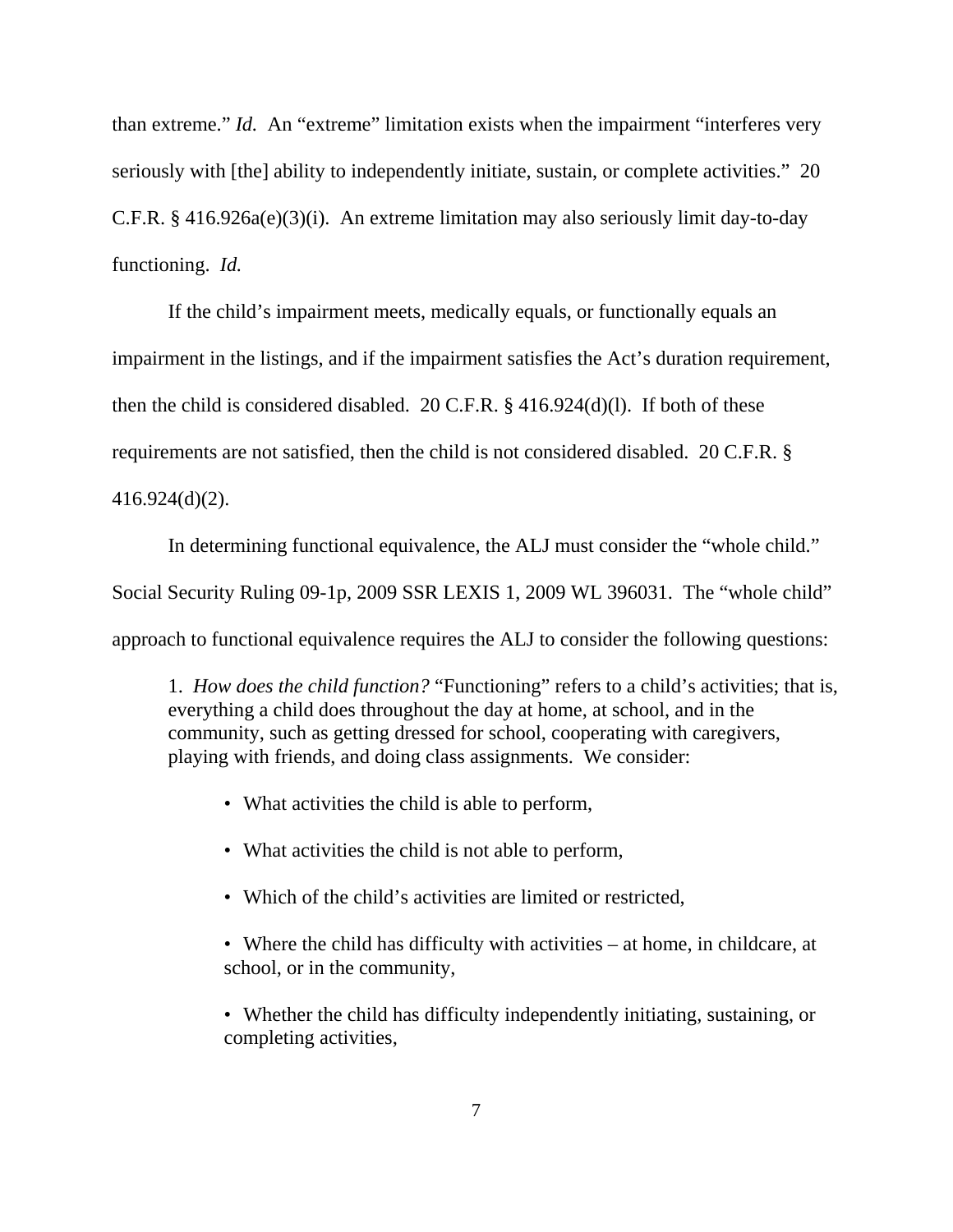than extreme." *Id.* An "extreme" limitation exists when the impairment "interferes very seriously with [the] ability to independently initiate, sustain, or complete activities." 20 C.F.R. § 416.926a(e)(3)(i). An extreme limitation may also seriously limit day-to-day functioning. *Id.*

If the child's impairment meets, medically equals, or functionally equals an impairment in the listings, and if the impairment satisfies the Act's duration requirement, then the child is considered disabled. 20 C.F.R. § 416.924(d)(l). If both of these requirements are not satisfied, then the child is not considered disabled. 20 C.F.R. § 416.924(d)(2).

In determining functional equivalence, the ALJ must consider the "whole child." Social Security Ruling 09-1p, 2009 SSR LEXIS 1, 2009 WL 396031. The "whole child" approach to functional equivalence requires the ALJ to consider the following questions:

> 1. *How does the child function?* "Functioning" refers to a child's activities; that is, everything a child does throughout the day at home, at school, and in the community, such as getting dressed for school, cooperating with caregivers, playing with friends, and doing class assignments. We consider:
>
> - What activities the child is able to perform,
> - What activities the child is not able to perform,
> - Which of the child's activities are limited or restricted,
> - Where the child has difficulty with activities – at home, in childcare, at school, or in the community,
> - Whether the child has difficulty independently initiating, sustaining, or completing activities,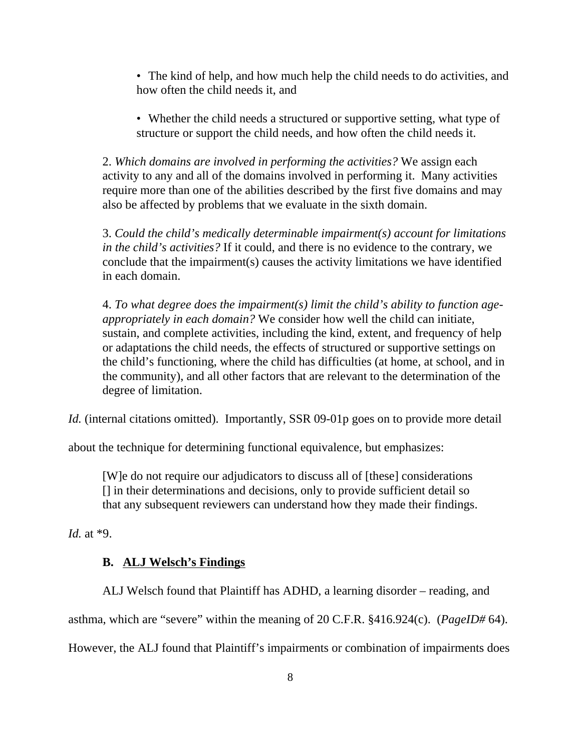> • The kind of help, and how much help the child needs to do activities, and how often the child needs it, and
>
> • Whether the child needs a structured or supportive setting, what type of structure or support the child needs, and how often the child needs it.
>
> 2. *Which domains are involved in performing the activities?* We assign each activity to any and all of the domains involved in performing it. Many activities require more than one of the abilities described by the first five domains and may also be affected by problems that we evaluate in the sixth domain.
>
> 3. *Could the child's medically determinable impairment(s) account for limitations in the child's activities?* If it could, and there is no evidence to the contrary, we conclude that the impairment(s) causes the activity limitations we have identified in each domain.
>
> 4. *To what degree does the impairment(s) limit the child's ability to function age-appropriately in each domain?* We consider how well the child can initiate, sustain, and complete activities, including the kind, extent, and frequency of help or adaptations the child needs, the effects of structured or supportive settings on the child's functioning, where the child has difficulties (at home, at school, and in the community), and all other factors that are relevant to the determination of the degree of limitation.

*Id.* (internal citations omitted). Importantly, SSR 09-01p goes on to provide more detail about the technique for determining functional equivalence, but emphasizes:

> [W]e do not require our adjudicators to discuss all of [these] considerations [] in their determinations and decisions, only to provide sufficient detail so that any subsequent reviewers can understand how they made their findings.

*Id.* at *9.

### B. ALJ Welsch's Findings

ALJ Welsch found that Plaintiff has ADHD, a learning disorder – reading, and asthma, which are "severe" within the meaning of 20 C.F.R. §416.924(c). (*PageID#* 64). However, the ALJ found that Plaintiff's impairments or combination of impairments does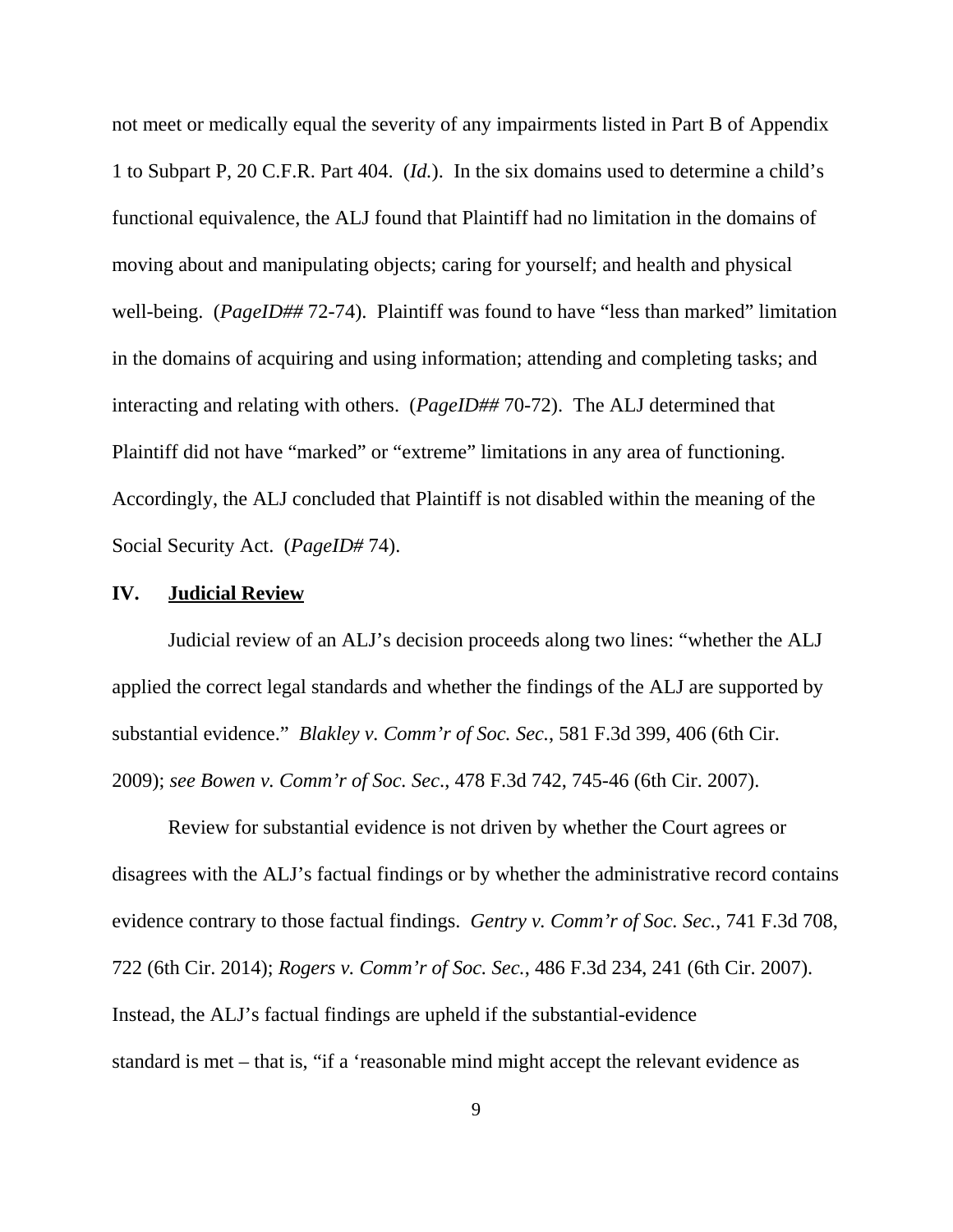not meet or medically equal the severity of any impairments listed in Part B of Appendix 1 to Subpart P, 20 C.F.R. Part 404. (*Id.*). In the six domains used to determine a child's functional equivalence, the ALJ found that Plaintiff had no limitation in the domains of moving about and manipulating objects; caring for yourself; and health and physical well-being. (*PageID##* 72-74). Plaintiff was found to have "less than marked" limitation in the domains of acquiring and using information; attending and completing tasks; and interacting and relating with others. (*PageID##* 70-72). The ALJ determined that Plaintiff did not have "marked" or "extreme" limitations in any area of functioning. Accordingly, the ALJ concluded that Plaintiff is not disabled within the meaning of the Social Security Act. (*PageID#* 74).

## IV. Judicial Review

Judicial review of an ALJ's decision proceeds along two lines: "whether the ALJ applied the correct legal standards and whether the findings of the ALJ are supported by substantial evidence." *Blakley v. Comm'r of Soc. Sec.*, 581 F.3d 399, 406 (6th Cir. 2009); *see Bowen v. Comm'r of Soc. Sec*., 478 F.3d 742, 745-46 (6th Cir. 2007).

Review for substantial evidence is not driven by whether the Court agrees or disagrees with the ALJ's factual findings or by whether the administrative record contains evidence contrary to those factual findings. *Gentry v. Comm'r of Soc. Sec.*, 741 F.3d 708, 722 (6th Cir. 2014); *Rogers v. Comm'r of Soc. Sec.*, 486 F.3d 234, 241 (6th Cir. 2007). Instead, the ALJ's factual findings are upheld if the substantial-evidence standard is met – that is, "if a 'reasonable mind might accept the relevant evidence as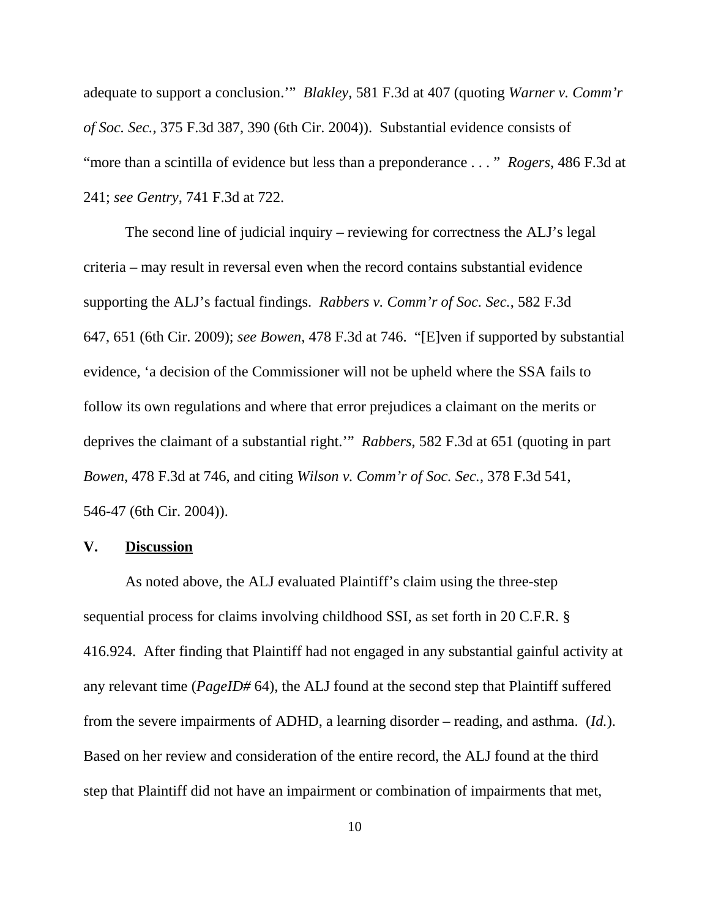adequate to support a conclusion.'" *Blakley*, 581 F.3d at 407 (quoting *Warner v. Comm'r of Soc. Sec.*, 375 F.3d 387, 390 (6th Cir. 2004)). Substantial evidence consists of "more than a scintilla of evidence but less than a preponderance . . . " *Rogers*, 486 F.3d at 241; *see Gentry*, 741 F.3d at 722.

The second line of judicial inquiry – reviewing for correctness the ALJ's legal criteria – may result in reversal even when the record contains substantial evidence supporting the ALJ's factual findings. *Rabbers v. Comm'r of Soc. Sec.*, 582 F.3d 647, 651 (6th Cir. 2009); *see Bowen*, 478 F.3d at 746. "[E]ven if supported by substantial evidence, 'a decision of the Commissioner will not be upheld where the SSA fails to follow its own regulations and where that error prejudices a claimant on the merits or deprives the claimant of a substantial right.'" *Rabbers*, 582 F.3d at 651 (quoting in part *Bowen*, 478 F.3d at 746, and citing *Wilson v. Comm'r of Soc. Sec.*, 378 F.3d 541, 546-47 (6th Cir. 2004)).

## V. **Discussion**

As noted above, the ALJ evaluated Plaintiff's claim using the three-step sequential process for claims involving childhood SSI, as set forth in 20 C.F.R. § 416.924. After finding that Plaintiff had not engaged in any substantial gainful activity at any relevant time (*PageID#* 64), the ALJ found at the second step that Plaintiff suffered from the severe impairments of ADHD, a learning disorder – reading, and asthma. (*Id.*). Based on her review and consideration of the entire record, the ALJ found at the third step that Plaintiff did not have an impairment or combination of impairments that met,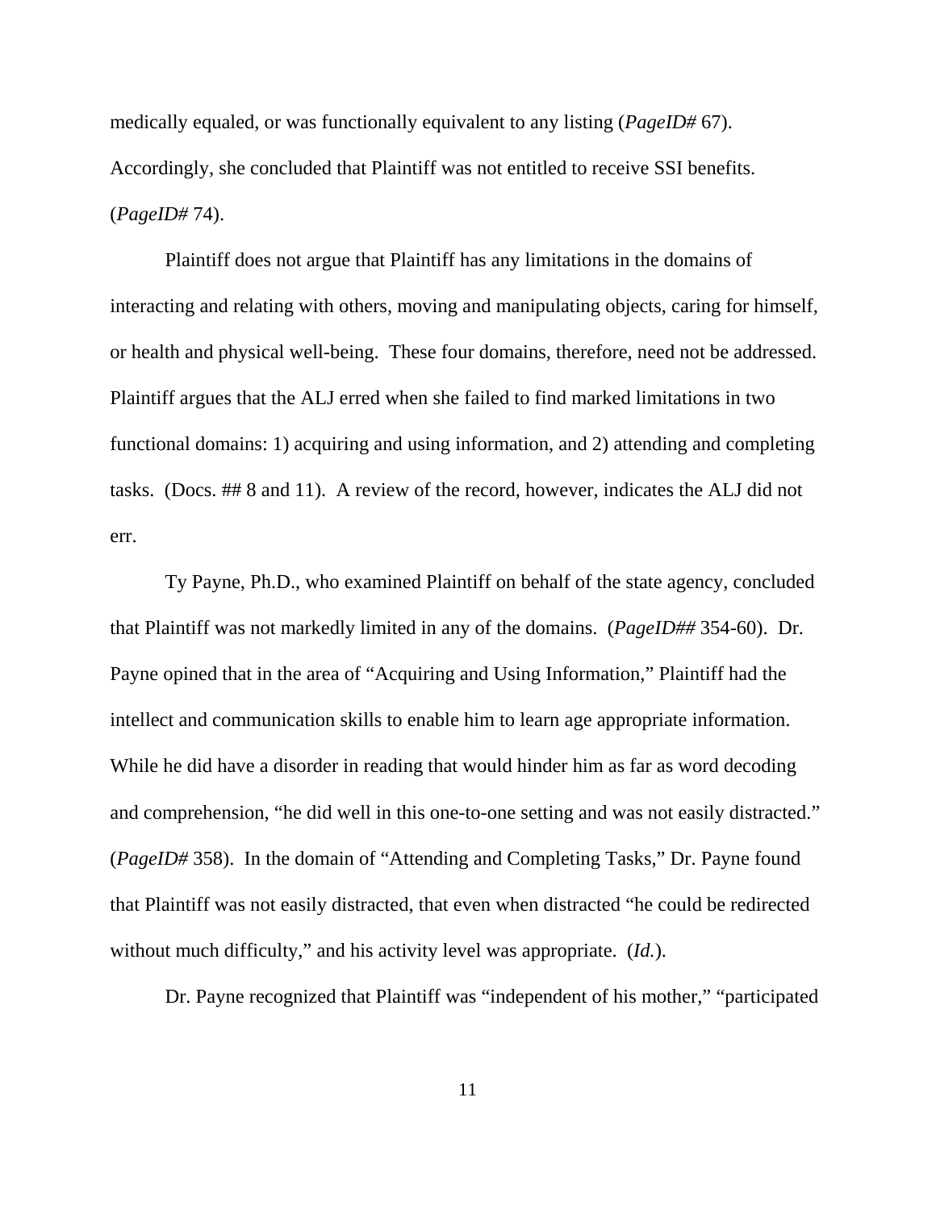medically equaled, or was functionally equivalent to any listing (*PageID#* 67). Accordingly, she concluded that Plaintiff was not entitled to receive SSI benefits. (*PageID#* 74).

Plaintiff does not argue that Plaintiff has any limitations in the domains of interacting and relating with others, moving and manipulating objects, caring for himself, or health and physical well-being. These four domains, therefore, need not be addressed. Plaintiff argues that the ALJ erred when she failed to find marked limitations in two functional domains: 1) acquiring and using information, and 2) attending and completing tasks. (Docs. ## 8 and 11). A review of the record, however, indicates the ALJ did not err.

Ty Payne, Ph.D., who examined Plaintiff on behalf of the state agency, concluded that Plaintiff was not markedly limited in any of the domains. (*PageID##* 354-60). Dr. Payne opined that in the area of "Acquiring and Using Information," Plaintiff had the intellect and communication skills to enable him to learn age appropriate information. While he did have a disorder in reading that would hinder him as far as word decoding and comprehension, "he did well in this one-to-one setting and was not easily distracted." (*PageID#* 358). In the domain of "Attending and Completing Tasks," Dr. Payne found that Plaintiff was not easily distracted, that even when distracted "he could be redirected without much difficulty," and his activity level was appropriate. (*Id.*).

Dr. Payne recognized that Plaintiff was "independent of his mother," "participated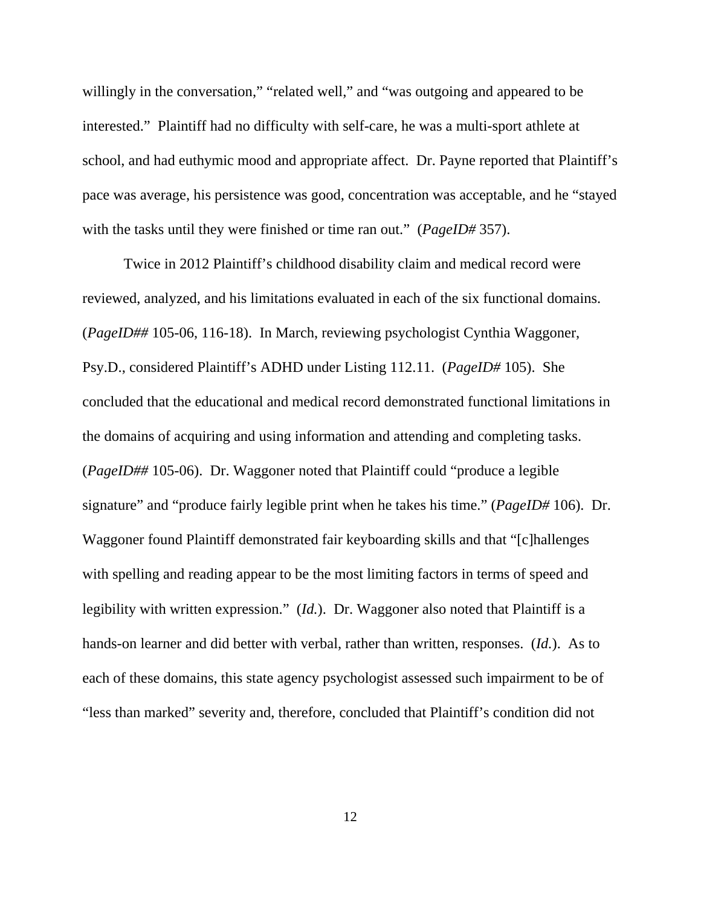willingly in the conversation," "related well," and "was outgoing and appeared to be interested." Plaintiff had no difficulty with self-care, he was a multi-sport athlete at school, and had euthymic mood and appropriate affect. Dr. Payne reported that Plaintiff's pace was average, his persistence was good, concentration was acceptable, and he "stayed with the tasks until they were finished or time ran out." (*PageID#* 357).

Twice in 2012 Plaintiff's childhood disability claim and medical record were reviewed, analyzed, and his limitations evaluated in each of the six functional domains. (*PageID##* 105-06, 116-18). In March, reviewing psychologist Cynthia Waggoner, Psy.D., considered Plaintiff's ADHD under Listing 112.11. (*PageID#* 105). She concluded that the educational and medical record demonstrated functional limitations in the domains of acquiring and using information and attending and completing tasks. (*PageID##* 105-06). Dr. Waggoner noted that Plaintiff could "produce a legible signature" and "produce fairly legible print when he takes his time." (*PageID#* 106). Dr. Waggoner found Plaintiff demonstrated fair keyboarding skills and that "[c]hallenges with spelling and reading appear to be the most limiting factors in terms of speed and legibility with written expression." (*Id.*). Dr. Waggoner also noted that Plaintiff is a hands-on learner and did better with verbal, rather than written, responses. (*Id.*). As to each of these domains, this state agency psychologist assessed such impairment to be of "less than marked" severity and, therefore, concluded that Plaintiff's condition did not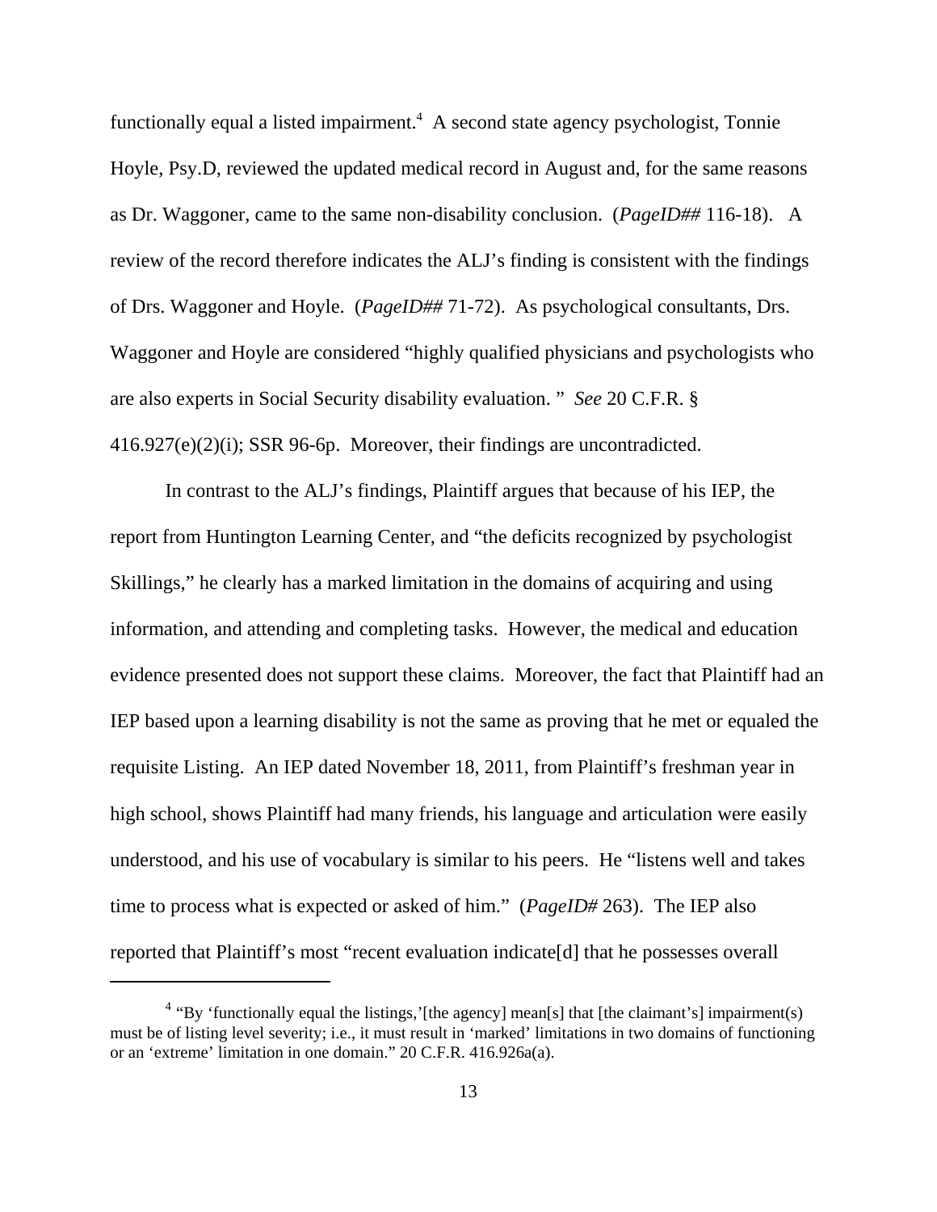functionally equal a listed impairment.[4] A second state agency psychologist, Tonnie Hoyle, Psy.D, reviewed the updated medical record in August and, for the same reasons as Dr. Waggoner, came to the same non-disability conclusion. (*PageID##* 116-18). A review of the record therefore indicates the ALJ's finding is consistent with the findings of Drs. Waggoner and Hoyle. (*PageID##* 71-72). As psychological consultants, Drs. Waggoner and Hoyle are considered "highly qualified physicians and psychologists who are also experts in Social Security disability evaluation. " *See* 20 C.F.R. § 416.927(e)(2)(i); SSR 96-6p. Moreover, their findings are uncontradicted.

In contrast to the ALJ's findings, Plaintiff argues that because of his IEP, the report from Huntington Learning Center, and "the deficits recognized by psychologist Skillings," he clearly has a marked limitation in the domains of acquiring and using information, and attending and completing tasks. However, the medical and education evidence presented does not support these claims. Moreover, the fact that Plaintiff had an IEP based upon a learning disability is not the same as proving that he met or equaled the requisite Listing. An IEP dated November 18, 2011, from Plaintiff's freshman year in high school, shows Plaintiff had many friends, his language and articulation were easily understood, and his use of vocabulary is similar to his peers. He "listens well and takes time to process what is expected or asked of him." (*PageID#* 263). The IEP also reported that Plaintiff's most "recent evaluation indicate[d] that he possesses overall

[4] "By 'functionally equal the listings,'[the agency] mean[s] that [the claimant's] impairment(s) must be of listing level severity; i.e., it must result in 'marked' limitations in two domains of functioning or an 'extreme' limitation in one domain." 20 C.F.R. 416.926a(a).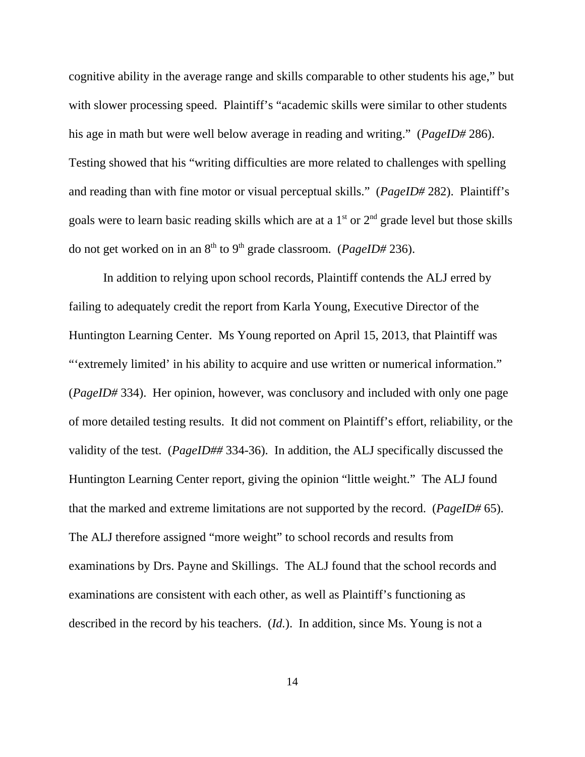cognitive ability in the average range and skills comparable to other students his age," but with slower processing speed. Plaintiff's "academic skills were similar to other students his age in math but were well below average in reading and writing." (*PageID#* 286). Testing showed that his "writing difficulties are more related to challenges with spelling and reading than with fine motor or visual perceptual skills." (*PageID#* 282). Plaintiff's goals were to learn basic reading skills which are at a 1st or 2nd grade level but those skills do not get worked on in an 8th to 9th grade classroom. (*PageID#* 236).

In addition to relying upon school records, Plaintiff contends the ALJ erred by failing to adequately credit the report from Karla Young, Executive Director of the Huntington Learning Center. Ms Young reported on April 15, 2013, that Plaintiff was "'extremely limited' in his ability to acquire and use written or numerical information." (*PageID#* 334). Her opinion, however, was conclusory and included with only one page of more detailed testing results. It did not comment on Plaintiff's effort, reliability, or the validity of the test. (*PageID##* 334-36). In addition, the ALJ specifically discussed the Huntington Learning Center report, giving the opinion "little weight." The ALJ found that the marked and extreme limitations are not supported by the record. (*PageID#* 65). The ALJ therefore assigned "more weight" to school records and results from examinations by Drs. Payne and Skillings. The ALJ found that the school records and examinations are consistent with each other, as well as Plaintiff's functioning as described in the record by his teachers. (*Id.*). In addition, since Ms. Young is not a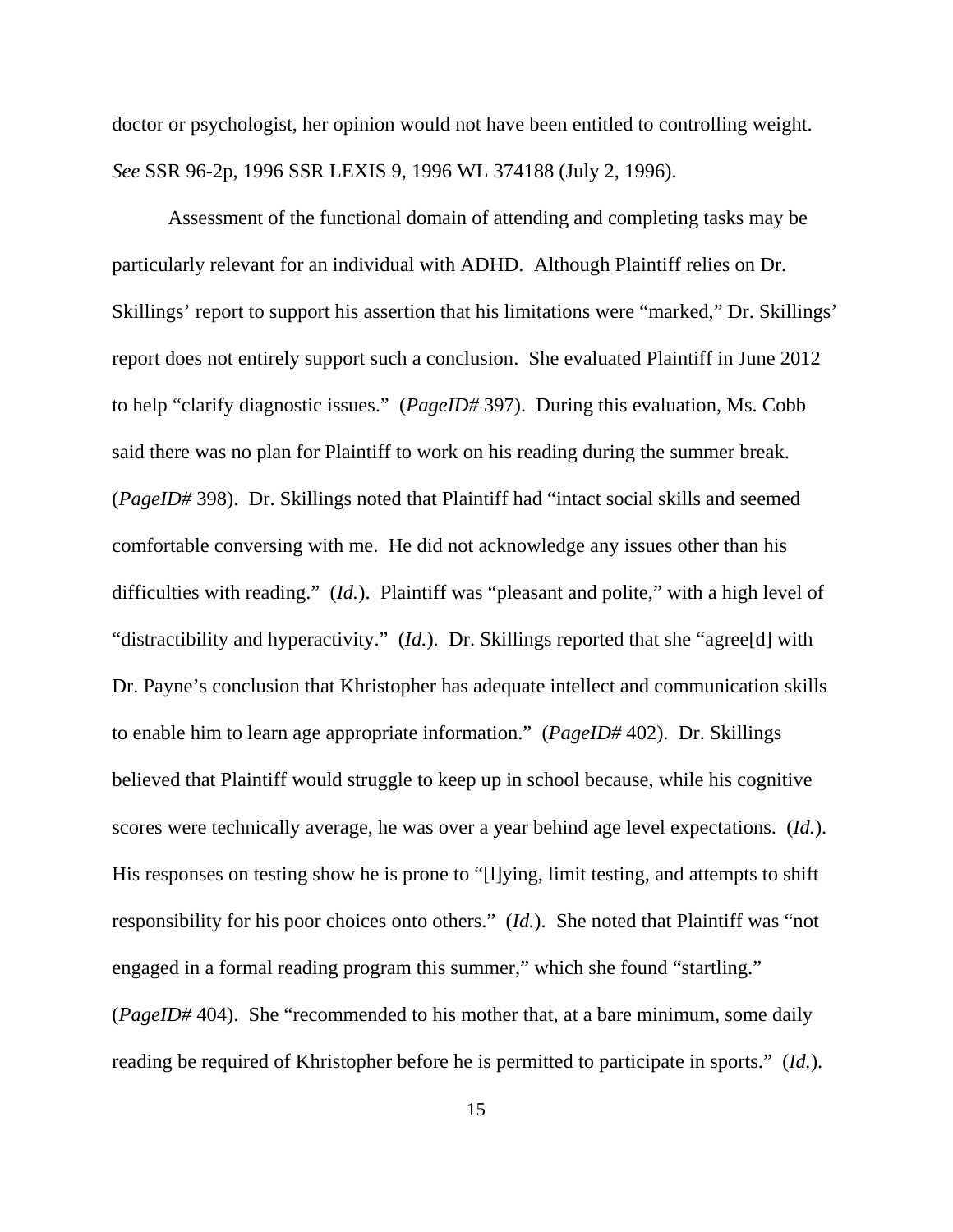doctor or psychologist, her opinion would not have been entitled to controlling weight. *See* SSR 96-2p, 1996 SSR LEXIS 9, 1996 WL 374188 (July 2, 1996).

Assessment of the functional domain of attending and completing tasks may be particularly relevant for an individual with ADHD. Although Plaintiff relies on Dr. Skillings' report to support his assertion that his limitations were "marked," Dr. Skillings' report does not entirely support such a conclusion. She evaluated Plaintiff in June 2012 to help "clarify diagnostic issues." (*PageID#* 397). During this evaluation, Ms. Cobb said there was no plan for Plaintiff to work on his reading during the summer break. (*PageID#* 398). Dr. Skillings noted that Plaintiff had "intact social skills and seemed comfortable conversing with me. He did not acknowledge any issues other than his difficulties with reading." (*Id.*). Plaintiff was "pleasant and polite," with a high level of "distractibility and hyperactivity." (*Id.*). Dr. Skillings reported that she "agree[d] with Dr. Payne's conclusion that Khristopher has adequate intellect and communication skills to enable him to learn age appropriate information." (*PageID#* 402). Dr. Skillings believed that Plaintiff would struggle to keep up in school because, while his cognitive scores were technically average, he was over a year behind age level expectations. (*Id.*). His responses on testing show he is prone to "[l]ying, limit testing, and attempts to shift responsibility for his poor choices onto others." (*Id.*). She noted that Plaintiff was "not engaged in a formal reading program this summer," which she found "startling." (*PageID#* 404). She "recommended to his mother that, at a bare minimum, some daily reading be required of Khristopher before he is permitted to participate in sports." (*Id.*).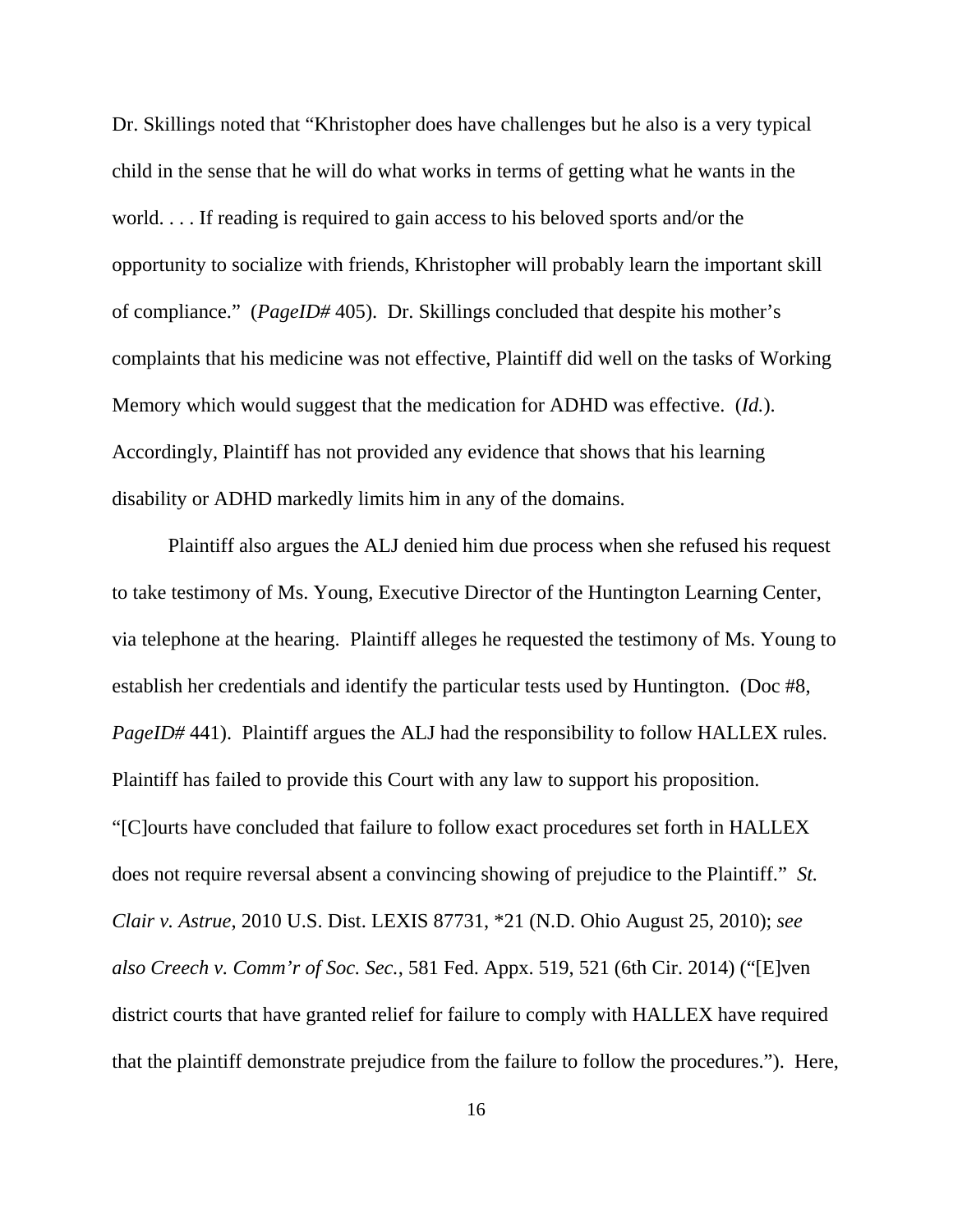Dr. Skillings noted that "Khristopher does have challenges but he also is a very typical child in the sense that he will do what works in terms of getting what he wants in the world. . . . If reading is required to gain access to his beloved sports and/or the opportunity to socialize with friends, Khristopher will probably learn the important skill of compliance." (*PageID#* 405). Dr. Skillings concluded that despite his mother's complaints that his medicine was not effective, Plaintiff did well on the tasks of Working Memory which would suggest that the medication for ADHD was effective. (*Id.*). Accordingly, Plaintiff has not provided any evidence that shows that his learning disability or ADHD markedly limits him in any of the domains.

Plaintiff also argues the ALJ denied him due process when she refused his request to take testimony of Ms. Young, Executive Director of the Huntington Learning Center, via telephone at the hearing. Plaintiff alleges he requested the testimony of Ms. Young to establish her credentials and identify the particular tests used by Huntington. (Doc #8, *PageID#* 441). Plaintiff argues the ALJ had the responsibility to follow HALLEX rules. Plaintiff has failed to provide this Court with any law to support his proposition. "[C]ourts have concluded that failure to follow exact procedures set forth in HALLEX does not require reversal absent a convincing showing of prejudice to the Plaintiff." *St. Clair v. Astrue*, 2010 U.S. Dist. LEXIS 87731, *21 (N.D. Ohio August 25, 2010); *see also Creech v. Comm'r of Soc. Sec.*, 581 Fed. Appx. 519, 521 (6th Cir. 2014) ("[E]ven district courts that have granted relief for failure to comply with HALLEX have required that the plaintiff demonstrate prejudice from the failure to follow the procedures."). Here,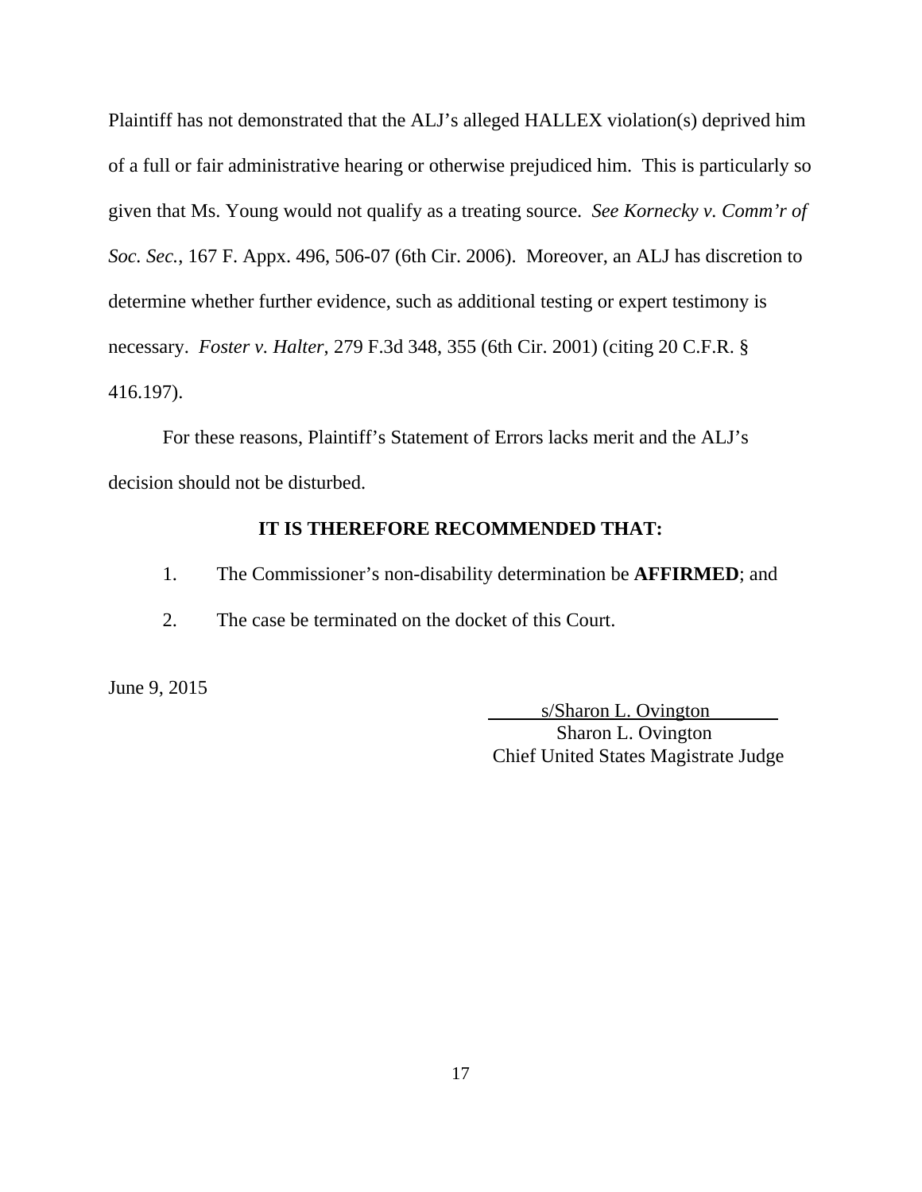Plaintiff has not demonstrated that the ALJ's alleged HALLEX violation(s) deprived him of a full or fair administrative hearing or otherwise prejudiced him. This is particularly so given that Ms. Young would not qualify as a treating source. *See Kornecky v. Comm'r of Soc. Sec.*, 167 F. Appx. 496, 506-07 (6th Cir. 2006). Moreover, an ALJ has discretion to determine whether further evidence, such as additional testing or expert testimony is necessary. *Foster v. Halter*, 279 F.3d 348, 355 (6th Cir. 2001) (citing 20 C.F.R. § 416.197).

For these reasons, Plaintiff's Statement of Errors lacks merit and the ALJ's decision should not be disturbed.

**IT IS THEREFORE RECOMMENDED THAT:**

1. The Commissioner's non-disability determination be **AFFIRMED**; and
2. The case be terminated on the docket of this Court.

June 9, 2015

s/Sharon L. Ovington
Sharon L. Ovington
Chief United States Magistrate Judge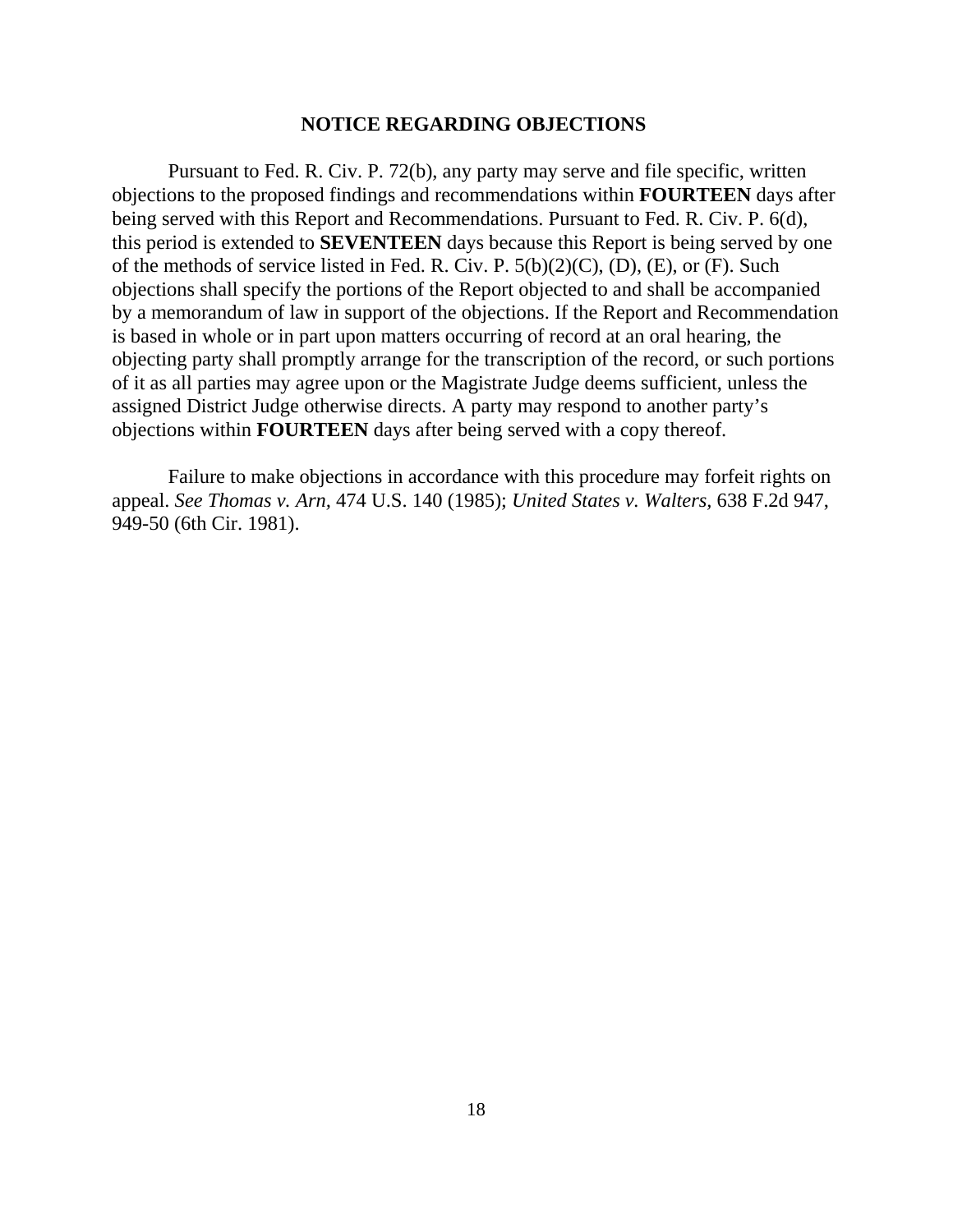## NOTICE REGARDING OBJECTIONS

Pursuant to Fed. R. Civ. P. 72(b), any party may serve and file specific, written objections to the proposed findings and recommendations within **FOURTEEN** days after being served with this Report and Recommendations. Pursuant to Fed. R. Civ. P. 6(d), this period is extended to **SEVENTEEN** days because this Report is being served by one of the methods of service listed in Fed. R. Civ. P. 5(b)(2)(C), (D), (E), or (F). Such objections shall specify the portions of the Report objected to and shall be accompanied by a memorandum of law in support of the objections. If the Report and Recommendation is based in whole or in part upon matters occurring of record at an oral hearing, the objecting party shall promptly arrange for the transcription of the record, or such portions of it as all parties may agree upon or the Magistrate Judge deems sufficient, unless the assigned District Judge otherwise directs. A party may respond to another party's objections within **FOURTEEN** days after being served with a copy thereof.

Failure to make objections in accordance with this procedure may forfeit rights on appeal. *See Thomas v. Arn,* 474 U.S. 140 (1985); *United States v. Walters,* 638 F.2d 947, 949-50 (6th Cir. 1981).